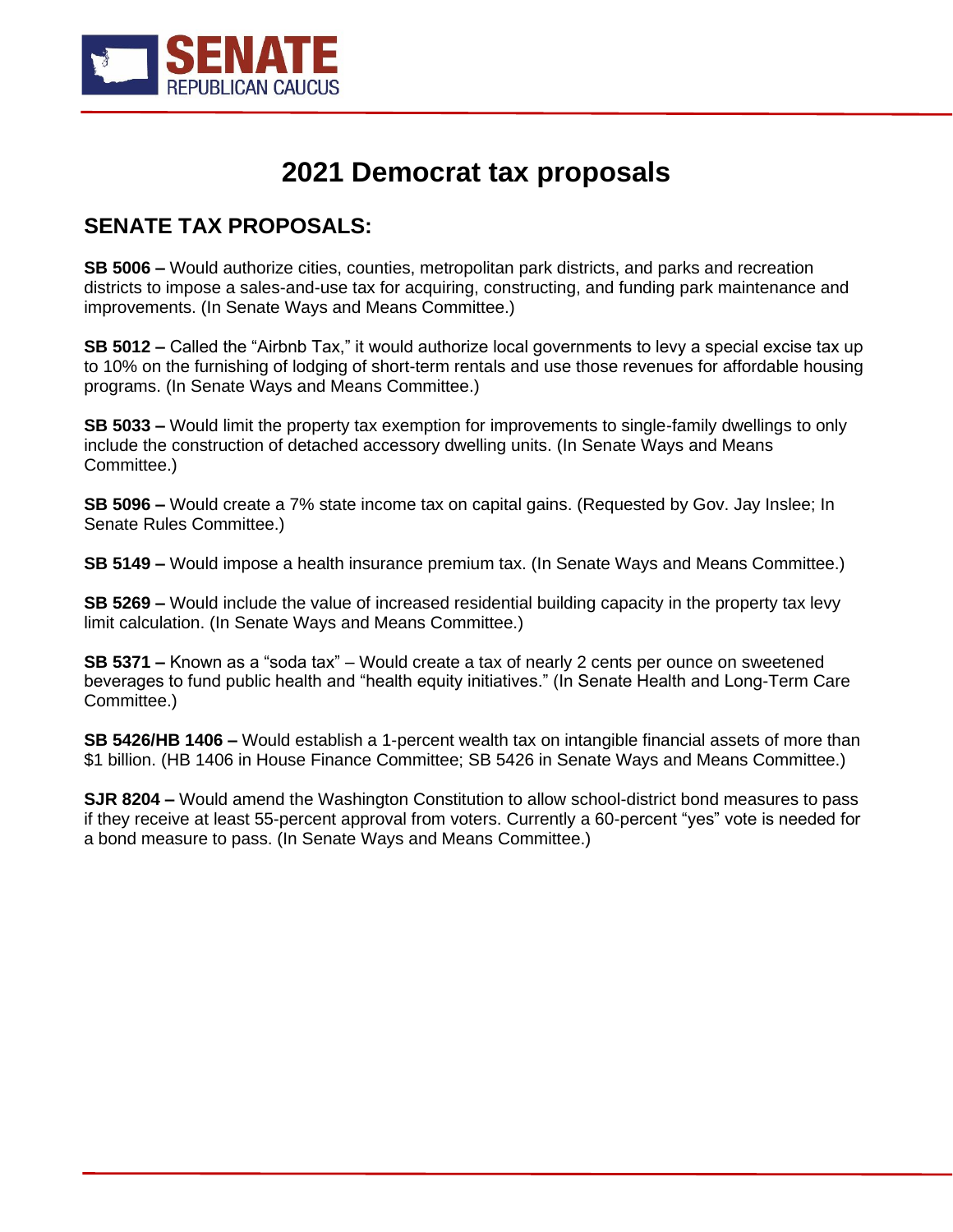SENATE
REPUBLICAN CAUCUS

# 2021 Democrat tax proposals

## SENATE TAX PROPOSALS:

**SB 5006 –** Would authorize cities, counties, metropolitan park districts, and parks and recreation districts to impose a sales-and-use tax for acquiring, constructing, and funding park maintenance and improvements. (In Senate Ways and Means Committee.)

**SB 5012 –** Called the "Airbnb Tax," it would authorize local governments to levy a special excise tax up to 10% on the furnishing of lodging of short-term rentals and use those revenues for affordable housing programs. (In Senate Ways and Means Committee.)

**SB 5033 –** Would limit the property tax exemption for improvements to single-family dwellings to only include the construction of detached accessory dwelling units. (In Senate Ways and Means Committee.)

**SB 5096 –** Would create a 7% state income tax on capital gains. (Requested by Gov. Jay Inslee; In Senate Rules Committee.)

**SB 5149 –** Would impose a health insurance premium tax. (In Senate Ways and Means Committee.)

**SB 5269 –** Would include the value of increased residential building capacity in the property tax levy limit calculation. (In Senate Ways and Means Committee.)

**SB 5371 –** Known as a "soda tax" – Would create a tax of nearly 2 cents per ounce on sweetened beverages to fund public health and "health equity initiatives." (In Senate Health and Long-Term Care Committee.)

**SB 5426/HB 1406 –** Would establish a 1-percent wealth tax on intangible financial assets of more than $1 billion. (HB 1406 in House Finance Committee; SB 5426 in Senate Ways and Means Committee.)

**SJR 8204 –** Would amend the Washington Constitution to allow school-district bond measures to pass if they receive at least 55-percent approval from voters. Currently a 60-percent "yes" vote is needed for a bond measure to pass. (In Senate Ways and Means Committee.)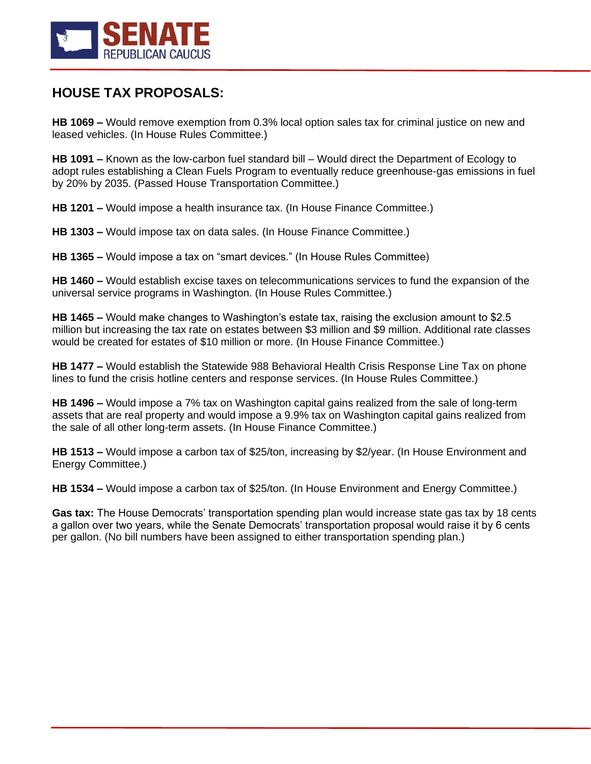## HOUSE TAX PROPOSALS:

**HB 1069 –** Would remove exemption from 0.3% local option sales tax for criminal justice on new and leased vehicles. (In House Rules Committee.)

**HB 1091 –** Known as the low-carbon fuel standard bill – Would direct the Department of Ecology to adopt rules establishing a Clean Fuels Program to eventually reduce greenhouse-gas emissions in fuel by 20% by 2035. (Passed House Transportation Committee.)

**HB 1201 –** Would impose a health insurance tax. (In House Finance Committee.)

**HB 1303 –** Would impose tax on data sales. (In House Finance Committee.)

**HB 1365 –** Would impose a tax on "smart devices." (In House Rules Committee)

**HB 1460 –** Would establish excise taxes on telecommunications services to fund the expansion of the universal service programs in Washington. (In House Rules Committee.)

**HB 1465 –** Would make changes to Washington's estate tax, raising the exclusion amount to $2.5 million but increasing the tax rate on estates between $3 million and $9 million. Additional rate classes would be created for estates of $10 million or more. (In House Finance Committee.)

**HB 1477 –** Would establish the Statewide 988 Behavioral Health Crisis Response Line Tax on phone lines to fund the crisis hotline centers and response services. (In House Rules Committee.)

**HB 1496 –** Would impose a 7% tax on Washington capital gains realized from the sale of long-term assets that are real property and would impose a 9.9% tax on Washington capital gains realized from the sale of all other long-term assets. (In House Finance Committee.)

**HB 1513 –** Would impose a carbon tax of $25/ton, increasing by $2/year. (In House Environment and Energy Committee.)

**HB 1534 –** Would impose a carbon tax of $25/ton. (In House Environment and Energy Committee.)

**Gas tax:** The House Democrats' transportation spending plan would increase state gas tax by 18 cents a gallon over two years, while the Senate Democrats' transportation proposal would raise it by 6 cents per gallon. (No bill numbers have been assigned to either transportation spending plan.)